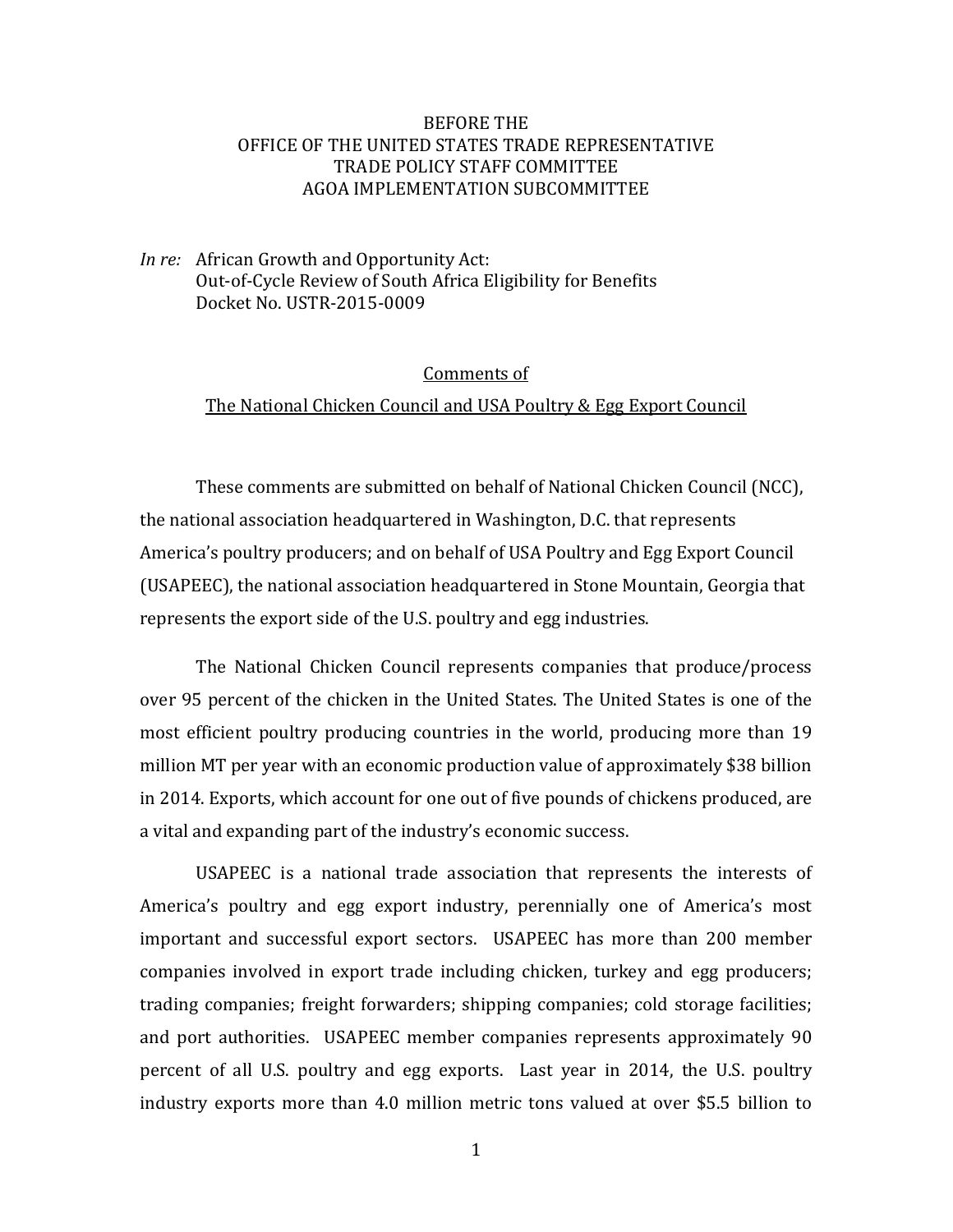BEFORE THE
OFFICE OF THE UNITED STATES TRADE REPRESENTATIVE
TRADE POLICY STAFF COMMITTEE
AGOA IMPLEMENTATION SUBCOMMITTEE

*In re:* African Growth and Opportunity Act:
Out-of-Cycle Review of South Africa Eligibility for Benefits
Docket No. USTR-2015-0009

Comments of

The National Chicken Council and USA Poultry & Egg Export Council

These comments are submitted on behalf of National Chicken Council (NCC), the national association headquartered in Washington, D.C. that represents America's poultry producers; and on behalf of USA Poultry and Egg Export Council (USAPEEC), the national association headquartered in Stone Mountain, Georgia that represents the export side of the U.S. poultry and egg industries.

The National Chicken Council represents companies that produce/process over 95 percent of the chicken in the United States. The United States is one of the most efficient poultry producing countries in the world, producing more than 19 million MT per year with an economic production value of approximately $38 billion in 2014. Exports, which account for one out of five pounds of chickens produced, are a vital and expanding part of the industry's economic success.

USAPEEC is a national trade association that represents the interests of America's poultry and egg export industry, perennially one of America's most important and successful export sectors. USAPEEC has more than 200 member companies involved in export trade including chicken, turkey and egg producers; trading companies; freight forwarders; shipping companies; cold storage facilities; and port authorities. USAPEEC member companies represents approximately 90 percent of all U.S. poultry and egg exports. Last year in 2014, the U.S. poultry industry exports more than 4.0 million metric tons valued at over $5.5 billion to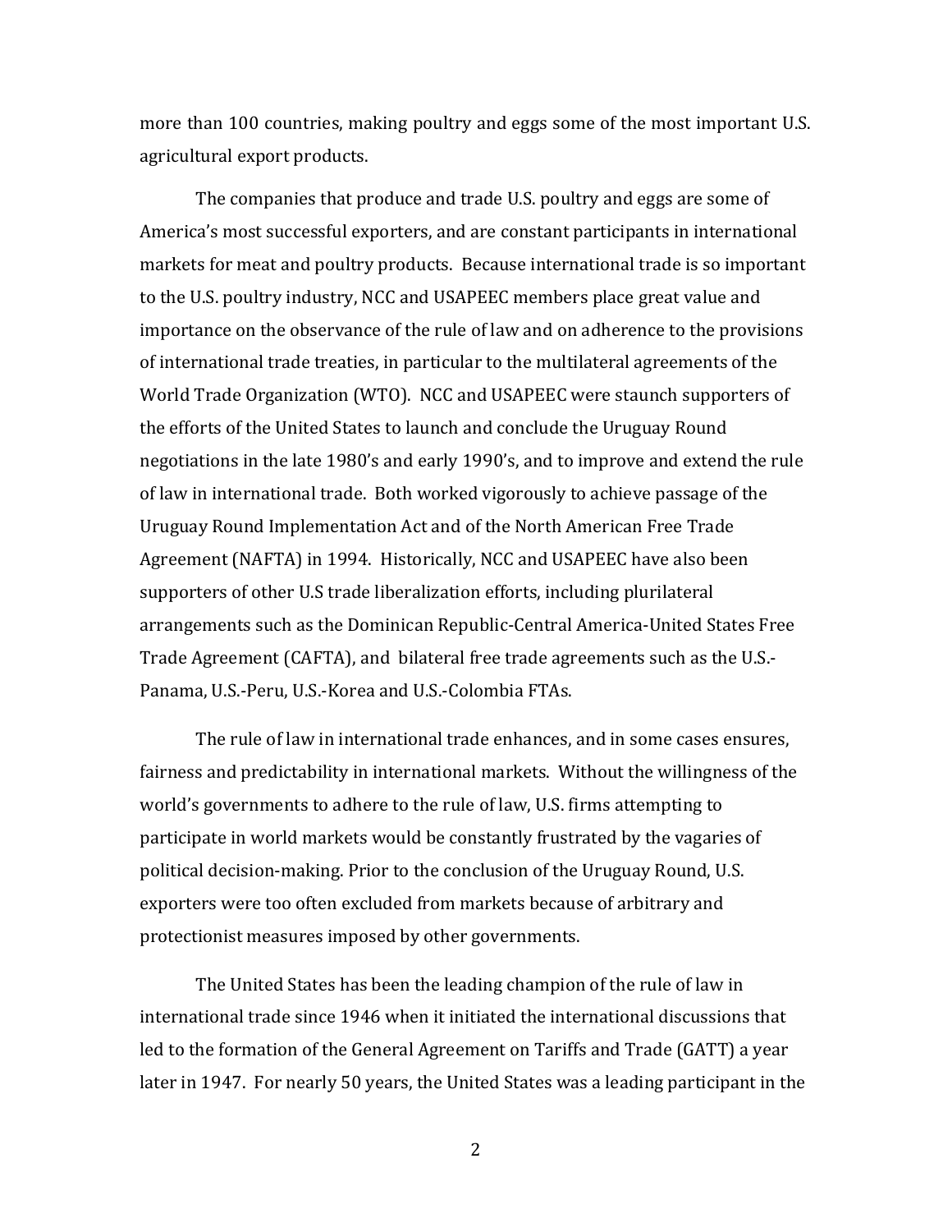more than 100 countries, making poultry and eggs some of the most important U.S. agricultural export products.

The companies that produce and trade U.S. poultry and eggs are some of America's most successful exporters, and are constant participants in international markets for meat and poultry products. Because international trade is so important to the U.S. poultry industry, NCC and USAPEEC members place great value and importance on the observance of the rule of law and on adherence to the provisions of international trade treaties, in particular to the multilateral agreements of the World Trade Organization (WTO). NCC and USAPEEC were staunch supporters of the efforts of the United States to launch and conclude the Uruguay Round negotiations in the late 1980's and early 1990's, and to improve and extend the rule of law in international trade. Both worked vigorously to achieve passage of the Uruguay Round Implementation Act and of the North American Free Trade Agreement (NAFTA) in 1994. Historically, NCC and USAPEEC have also been supporters of other U.S trade liberalization efforts, including plurilateral arrangements such as the Dominican Republic-Central America-United States Free Trade Agreement (CAFTA), and bilateral free trade agreements such as the U.S.-Panama, U.S.-Peru, U.S.-Korea and U.S.-Colombia FTAs.

The rule of law in international trade enhances, and in some cases ensures, fairness and predictability in international markets. Without the willingness of the world's governments to adhere to the rule of law, U.S. firms attempting to participate in world markets would be constantly frustrated by the vagaries of political decision-making. Prior to the conclusion of the Uruguay Round, U.S. exporters were too often excluded from markets because of arbitrary and protectionist measures imposed by other governments.

The United States has been the leading champion of the rule of law in international trade since 1946 when it initiated the international discussions that led to the formation of the General Agreement on Tariffs and Trade (GATT) a year later in 1947. For nearly 50 years, the United States was a leading participant in the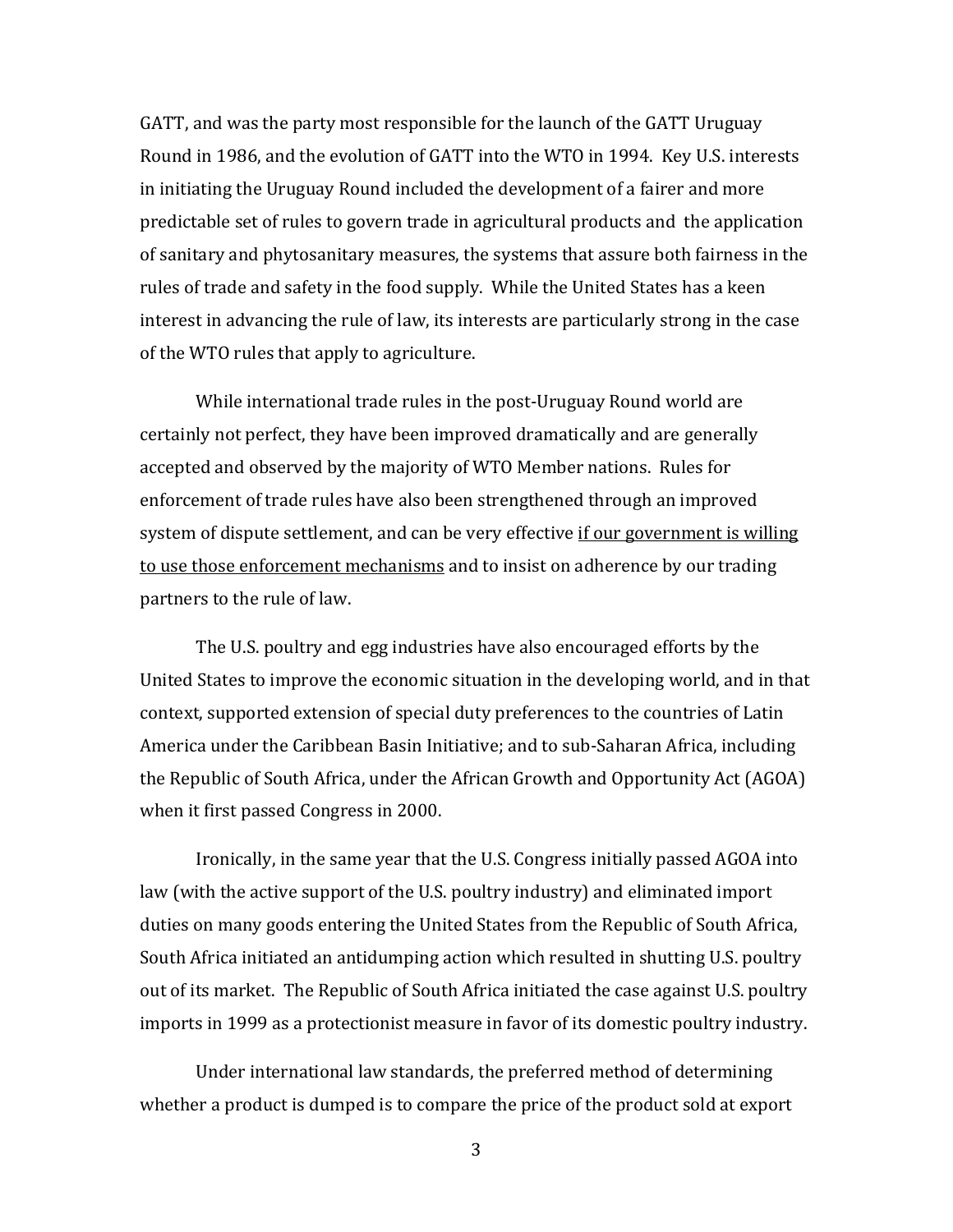GATT, and was the party most responsible for the launch of the GATT Uruguay Round in 1986, and the evolution of GATT into the WTO in 1994. Key U.S. interests in initiating the Uruguay Round included the development of a fairer and more predictable set of rules to govern trade in agricultural products and the application of sanitary and phytosanitary measures, the systems that assure both fairness in the rules of trade and safety in the food supply. While the United States has a keen interest in advancing the rule of law, its interests are particularly strong in the case of the WTO rules that apply to agriculture.

While international trade rules in the post-Uruguay Round world are certainly not perfect, they have been improved dramatically and are generally accepted and observed by the majority of WTO Member nations. Rules for enforcement of trade rules have also been strengthened through an improved system of dispute settlement, and can be very effective <u>if our government is willing to use those enforcement mechanisms</u> and to insist on adherence by our trading partners to the rule of law.

The U.S. poultry and egg industries have also encouraged efforts by the United States to improve the economic situation in the developing world, and in that context, supported extension of special duty preferences to the countries of Latin America under the Caribbean Basin Initiative; and to sub-Saharan Africa, including the Republic of South Africa, under the African Growth and Opportunity Act (AGOA) when it first passed Congress in 2000.

Ironically, in the same year that the U.S. Congress initially passed AGOA into law (with the active support of the U.S. poultry industry) and eliminated import duties on many goods entering the United States from the Republic of South Africa, South Africa initiated an antidumping action which resulted in shutting U.S. poultry out of its market. The Republic of South Africa initiated the case against U.S. poultry imports in 1999 as a protectionist measure in favor of its domestic poultry industry.

Under international law standards, the preferred method of determining whether a product is dumped is to compare the price of the product sold at export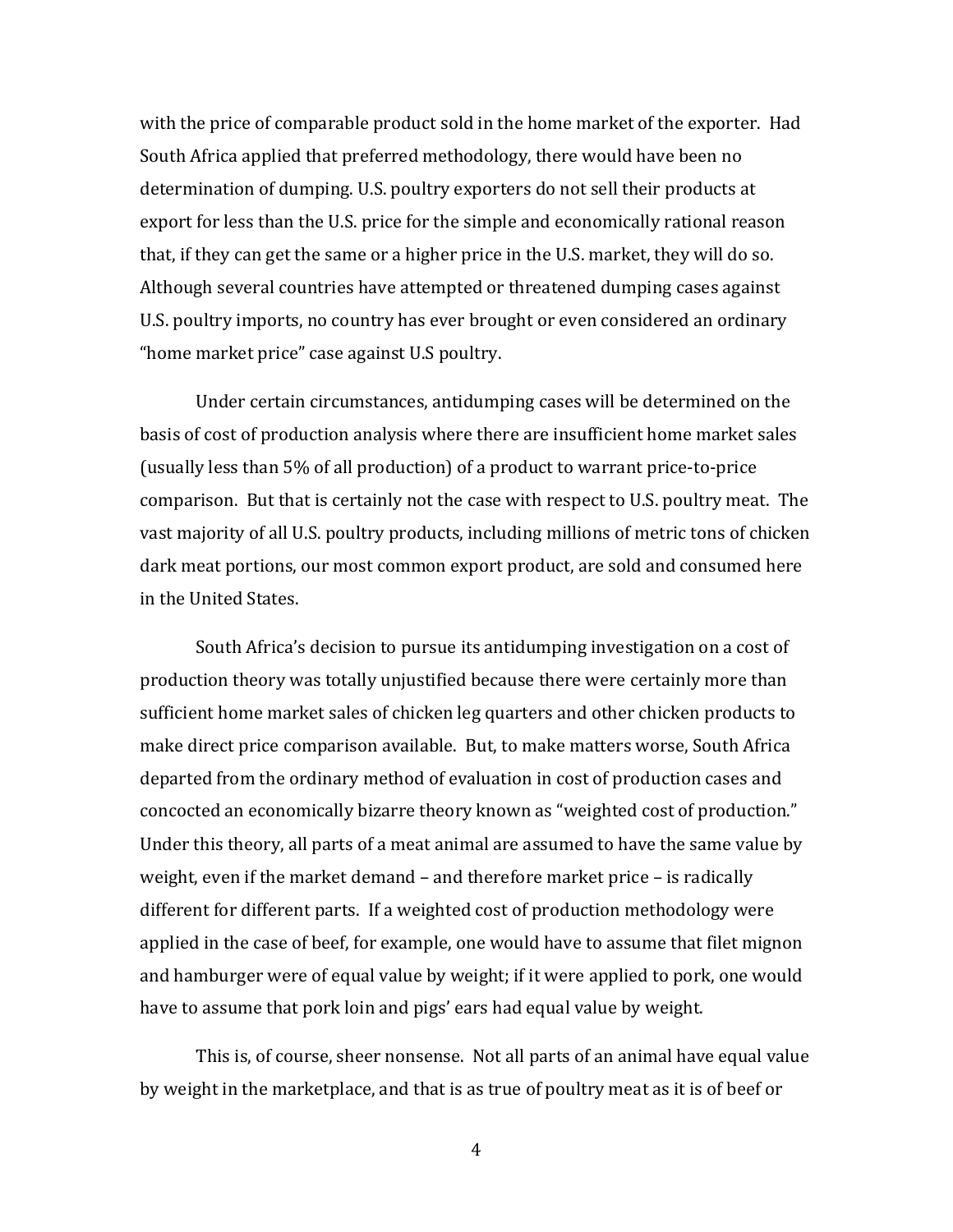with the price of comparable product sold in the home market of the exporter. Had South Africa applied that preferred methodology, there would have been no determination of dumping. U.S. poultry exporters do not sell their products at export for less than the U.S. price for the simple and economically rational reason that, if they can get the same or a higher price in the U.S. market, they will do so. Although several countries have attempted or threatened dumping cases against U.S. poultry imports, no country has ever brought or even considered an ordinary "home market price" case against U.S poultry.

Under certain circumstances, antidumping cases will be determined on the basis of cost of production analysis where there are insufficient home market sales (usually less than 5% of all production) of a product to warrant price-to-price comparison. But that is certainly not the case with respect to U.S. poultry meat. The vast majority of all U.S. poultry products, including millions of metric tons of chicken dark meat portions, our most common export product, are sold and consumed here in the United States.

South Africa's decision to pursue its antidumping investigation on a cost of production theory was totally unjustified because there were certainly more than sufficient home market sales of chicken leg quarters and other chicken products to make direct price comparison available. But, to make matters worse, South Africa departed from the ordinary method of evaluation in cost of production cases and concocted an economically bizarre theory known as "weighted cost of production." Under this theory, all parts of a meat animal are assumed to have the same value by weight, even if the market demand – and therefore market price – is radically different for different parts. If a weighted cost of production methodology were applied in the case of beef, for example, one would have to assume that filet mignon and hamburger were of equal value by weight; if it were applied to pork, one would have to assume that pork loin and pigs' ears had equal value by weight.

This is, of course, sheer nonsense. Not all parts of an animal have equal value by weight in the marketplace, and that is as true of poultry meat as it is of beef or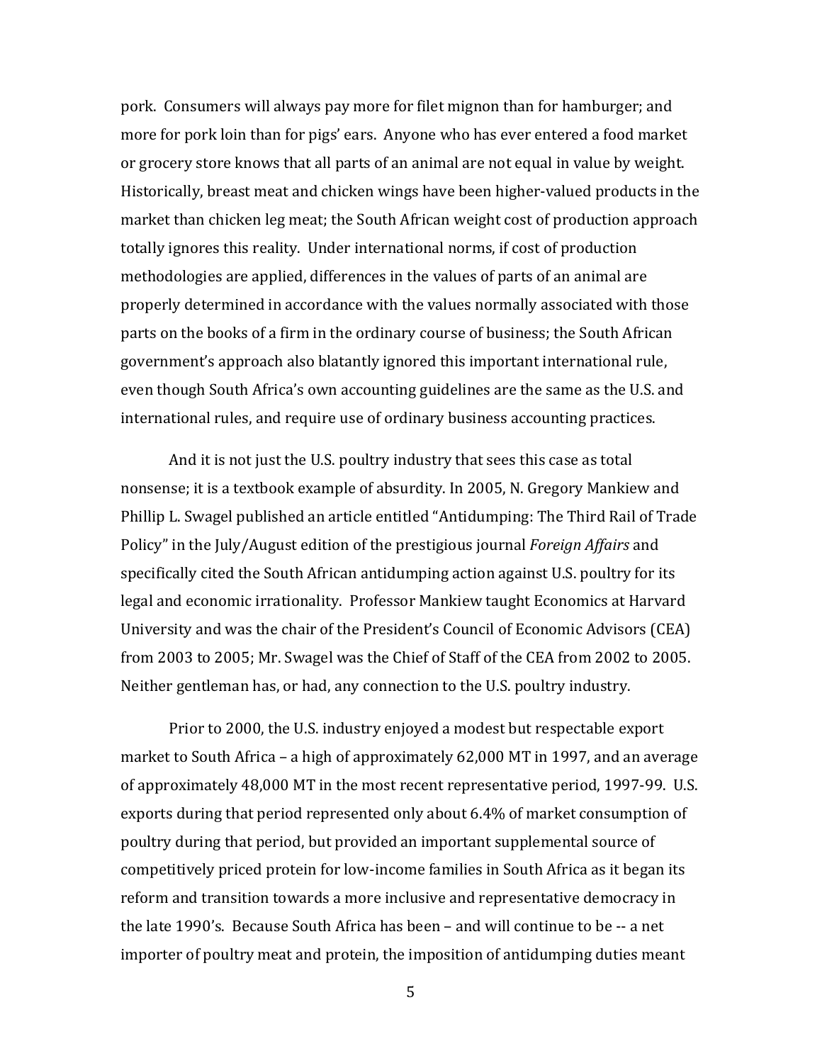pork. Consumers will always pay more for filet mignon than for hamburger; and more for pork loin than for pigs' ears. Anyone who has ever entered a food market or grocery store knows that all parts of an animal are not equal in value by weight. Historically, breast meat and chicken wings have been higher-valued products in the market than chicken leg meat; the South African weight cost of production approach totally ignores this reality. Under international norms, if cost of production methodologies are applied, differences in the values of parts of an animal are properly determined in accordance with the values normally associated with those parts on the books of a firm in the ordinary course of business; the South African government's approach also blatantly ignored this important international rule, even though South Africa's own accounting guidelines are the same as the U.S. and international rules, and require use of ordinary business accounting practices.

And it is not just the U.S. poultry industry that sees this case as total nonsense; it is a textbook example of absurdity. In 2005, N. Gregory Mankiew and Phillip L. Swagel published an article entitled "Antidumping: The Third Rail of Trade Policy" in the July/August edition of the prestigious journal *Foreign Affairs* and specifically cited the South African antidumping action against U.S. poultry for its legal and economic irrationality. Professor Mankiew taught Economics at Harvard University and was the chair of the President's Council of Economic Advisors (CEA) from 2003 to 2005; Mr. Swagel was the Chief of Staff of the CEA from 2002 to 2005. Neither gentleman has, or had, any connection to the U.S. poultry industry.

Prior to 2000, the U.S. industry enjoyed a modest but respectable export market to South Africa – a high of approximately 62,000 MT in 1997, and an average of approximately 48,000 MT in the most recent representative period, 1997-99. U.S. exports during that period represented only about 6.4% of market consumption of poultry during that period, but provided an important supplemental source of competitively priced protein for low-income families in South Africa as it began its reform and transition towards a more inclusive and representative democracy in the late 1990's. Because South Africa has been – and will continue to be -- a net importer of poultry meat and protein, the imposition of antidumping duties meant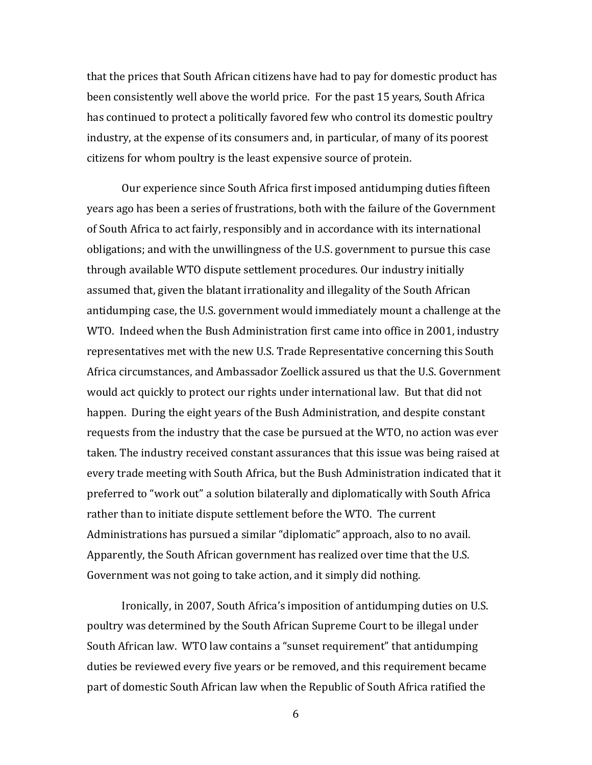that the prices that South African citizens have had to pay for domestic product has been consistently well above the world price. For the past 15 years, South Africa has continued to protect a politically favored few who control its domestic poultry industry, at the expense of its consumers and, in particular, of many of its poorest citizens for whom poultry is the least expensive source of protein.

Our experience since South Africa first imposed antidumping duties fifteen years ago has been a series of frustrations, both with the failure of the Government of South Africa to act fairly, responsibly and in accordance with its international obligations; and with the unwillingness of the U.S. government to pursue this case through available WTO dispute settlement procedures. Our industry initially assumed that, given the blatant irrationality and illegality of the South African antidumping case, the U.S. government would immediately mount a challenge at the WTO. Indeed when the Bush Administration first came into office in 2001, industry representatives met with the new U.S. Trade Representative concerning this South Africa circumstances, and Ambassador Zoellick assured us that the U.S. Government would act quickly to protect our rights under international law. But that did not happen. During the eight years of the Bush Administration, and despite constant requests from the industry that the case be pursued at the WTO, no action was ever taken. The industry received constant assurances that this issue was being raised at every trade meeting with South Africa, but the Bush Administration indicated that it preferred to "work out" a solution bilaterally and diplomatically with South Africa rather than to initiate dispute settlement before the WTO. The current Administrations has pursued a similar "diplomatic" approach, also to no avail. Apparently, the South African government has realized over time that the U.S. Government was not going to take action, and it simply did nothing.

Ironically, in 2007, South Africa's imposition of antidumping duties on U.S. poultry was determined by the South African Supreme Court to be illegal under South African law. WTO law contains a "sunset requirement" that antidumping duties be reviewed every five years or be removed, and this requirement became part of domestic South African law when the Republic of South Africa ratified the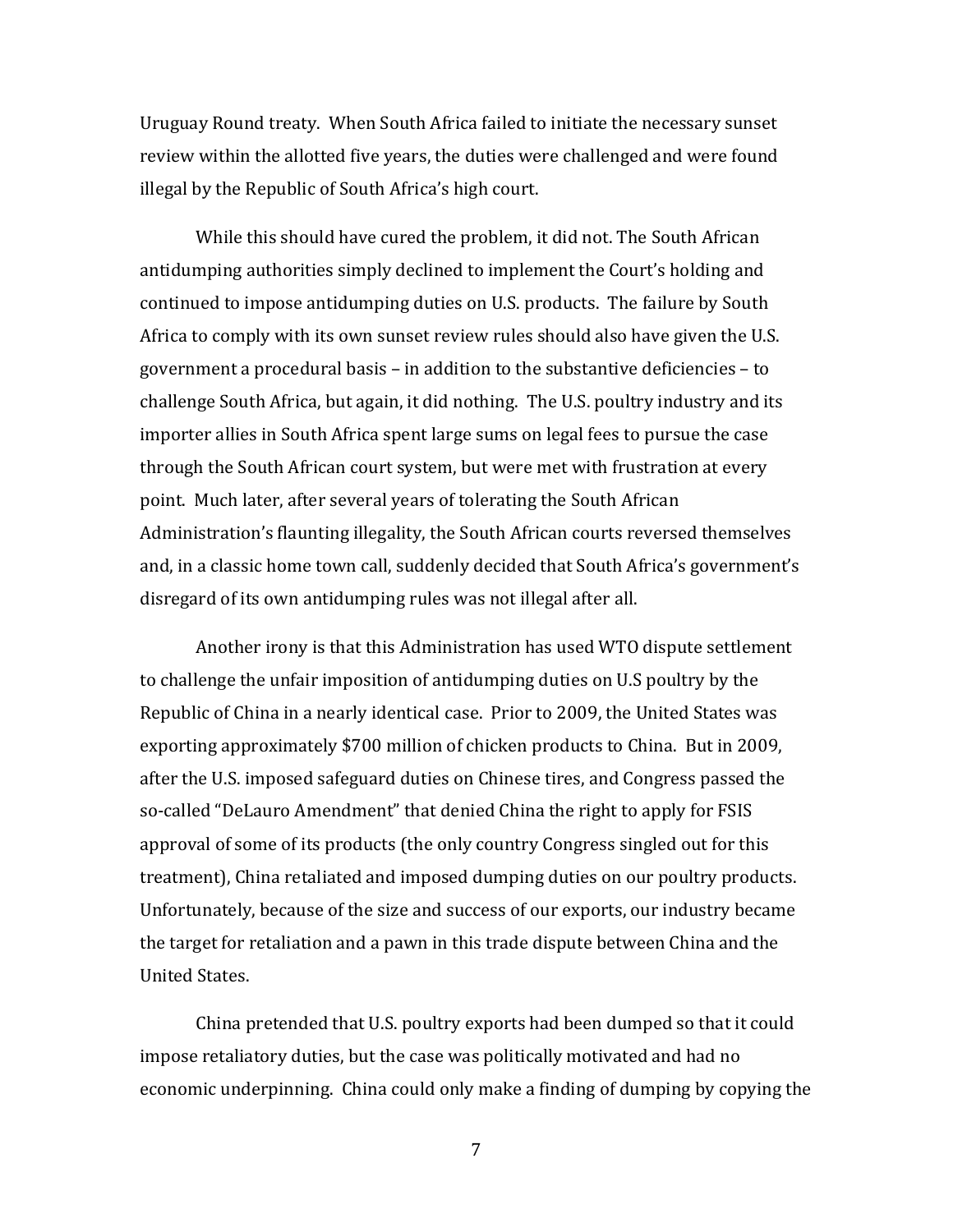Uruguay Round treaty. When South Africa failed to initiate the necessary sunset review within the allotted five years, the duties were challenged and were found illegal by the Republic of South Africa's high court.

While this should have cured the problem, it did not. The South African antidumping authorities simply declined to implement the Court's holding and continued to impose antidumping duties on U.S. products. The failure by South Africa to comply with its own sunset review rules should also have given the U.S. government a procedural basis – in addition to the substantive deficiencies – to challenge South Africa, but again, it did nothing. The U.S. poultry industry and its importer allies in South Africa spent large sums on legal fees to pursue the case through the South African court system, but were met with frustration at every point. Much later, after several years of tolerating the South African Administration's flaunting illegality, the South African courts reversed themselves and, in a classic home town call, suddenly decided that South Africa's government's disregard of its own antidumping rules was not illegal after all.

Another irony is that this Administration has used WTO dispute settlement to challenge the unfair imposition of antidumping duties on U.S poultry by the Republic of China in a nearly identical case. Prior to 2009, the United States was exporting approximately $700 million of chicken products to China. But in 2009, after the U.S. imposed safeguard duties on Chinese tires, and Congress passed the so-called "DeLauro Amendment" that denied China the right to apply for FSIS approval of some of its products (the only country Congress singled out for this treatment), China retaliated and imposed dumping duties on our poultry products. Unfortunately, because of the size and success of our exports, our industry became the target for retaliation and a pawn in this trade dispute between China and the United States.

China pretended that U.S. poultry exports had been dumped so that it could impose retaliatory duties, but the case was politically motivated and had no economic underpinning. China could only make a finding of dumping by copying the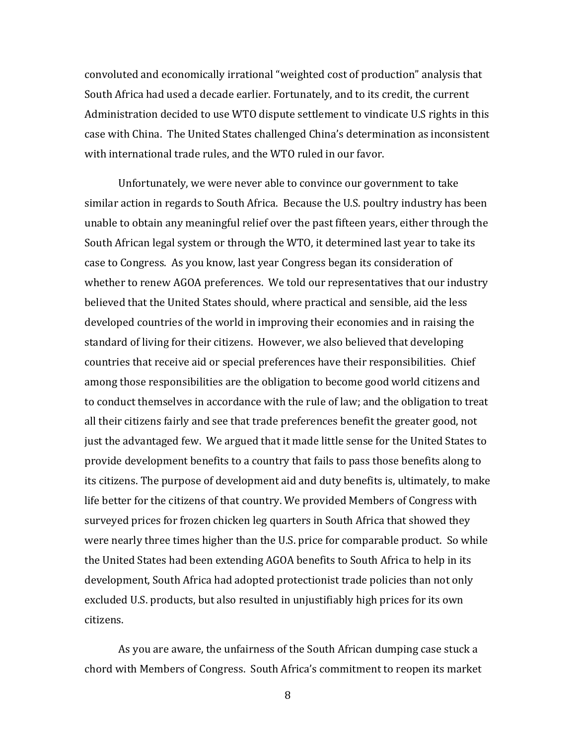convoluted and economically irrational "weighted cost of production" analysis that South Africa had used a decade earlier. Fortunately, and to its credit, the current Administration decided to use WTO dispute settlement to vindicate U.S rights in this case with China. The United States challenged China's determination as inconsistent with international trade rules, and the WTO ruled in our favor.

Unfortunately, we were never able to convince our government to take similar action in regards to South Africa. Because the U.S. poultry industry has been unable to obtain any meaningful relief over the past fifteen years, either through the South African legal system or through the WTO, it determined last year to take its case to Congress. As you know, last year Congress began its consideration of whether to renew AGOA preferences. We told our representatives that our industry believed that the United States should, where practical and sensible, aid the less developed countries of the world in improving their economies and in raising the standard of living for their citizens. However, we also believed that developing countries that receive aid or special preferences have their responsibilities. Chief among those responsibilities are the obligation to become good world citizens and to conduct themselves in accordance with the rule of law; and the obligation to treat all their citizens fairly and see that trade preferences benefit the greater good, not just the advantaged few. We argued that it made little sense for the United States to provide development benefits to a country that fails to pass those benefits along to its citizens. The purpose of development aid and duty benefits is, ultimately, to make life better for the citizens of that country. We provided Members of Congress with surveyed prices for frozen chicken leg quarters in South Africa that showed they were nearly three times higher than the U.S. price for comparable product. So while the United States had been extending AGOA benefits to South Africa to help in its development, South Africa had adopted protectionist trade policies than not only excluded U.S. products, but also resulted in unjustifiably high prices for its own citizens.

As you are aware, the unfairness of the South African dumping case stuck a chord with Members of Congress. South Africa's commitment to reopen its market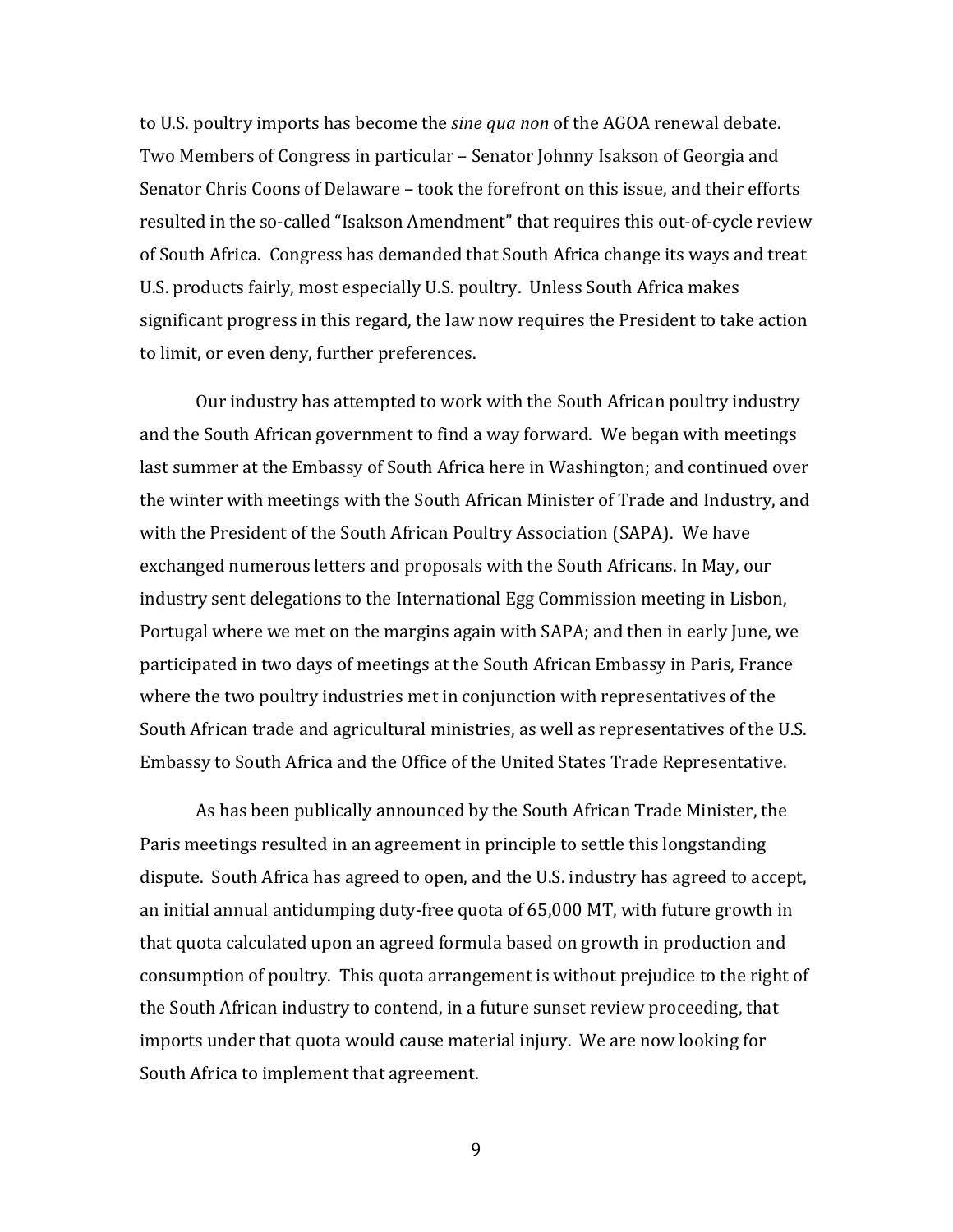to U.S. poultry imports has become the *sine qua non* of the AGOA renewal debate. Two Members of Congress in particular – Senator Johnny Isakson of Georgia and Senator Chris Coons of Delaware – took the forefront on this issue, and their efforts resulted in the so-called "Isakson Amendment" that requires this out-of-cycle review of South Africa. Congress has demanded that South Africa change its ways and treat U.S. products fairly, most especially U.S. poultry. Unless South Africa makes significant progress in this regard, the law now requires the President to take action to limit, or even deny, further preferences.

Our industry has attempted to work with the South African poultry industry and the South African government to find a way forward. We began with meetings last summer at the Embassy of South Africa here in Washington; and continued over the winter with meetings with the South African Minister of Trade and Industry, and with the President of the South African Poultry Association (SAPA). We have exchanged numerous letters and proposals with the South Africans. In May, our industry sent delegations to the International Egg Commission meeting in Lisbon, Portugal where we met on the margins again with SAPA; and then in early June, we participated in two days of meetings at the South African Embassy in Paris, France where the two poultry industries met in conjunction with representatives of the South African trade and agricultural ministries, as well as representatives of the U.S. Embassy to South Africa and the Office of the United States Trade Representative.

As has been publically announced by the South African Trade Minister, the Paris meetings resulted in an agreement in principle to settle this longstanding dispute. South Africa has agreed to open, and the U.S. industry has agreed to accept, an initial annual antidumping duty-free quota of 65,000 MT, with future growth in that quota calculated upon an agreed formula based on growth in production and consumption of poultry. This quota arrangement is without prejudice to the right of the South African industry to contend, in a future sunset review proceeding, that imports under that quota would cause material injury. We are now looking for South Africa to implement that agreement.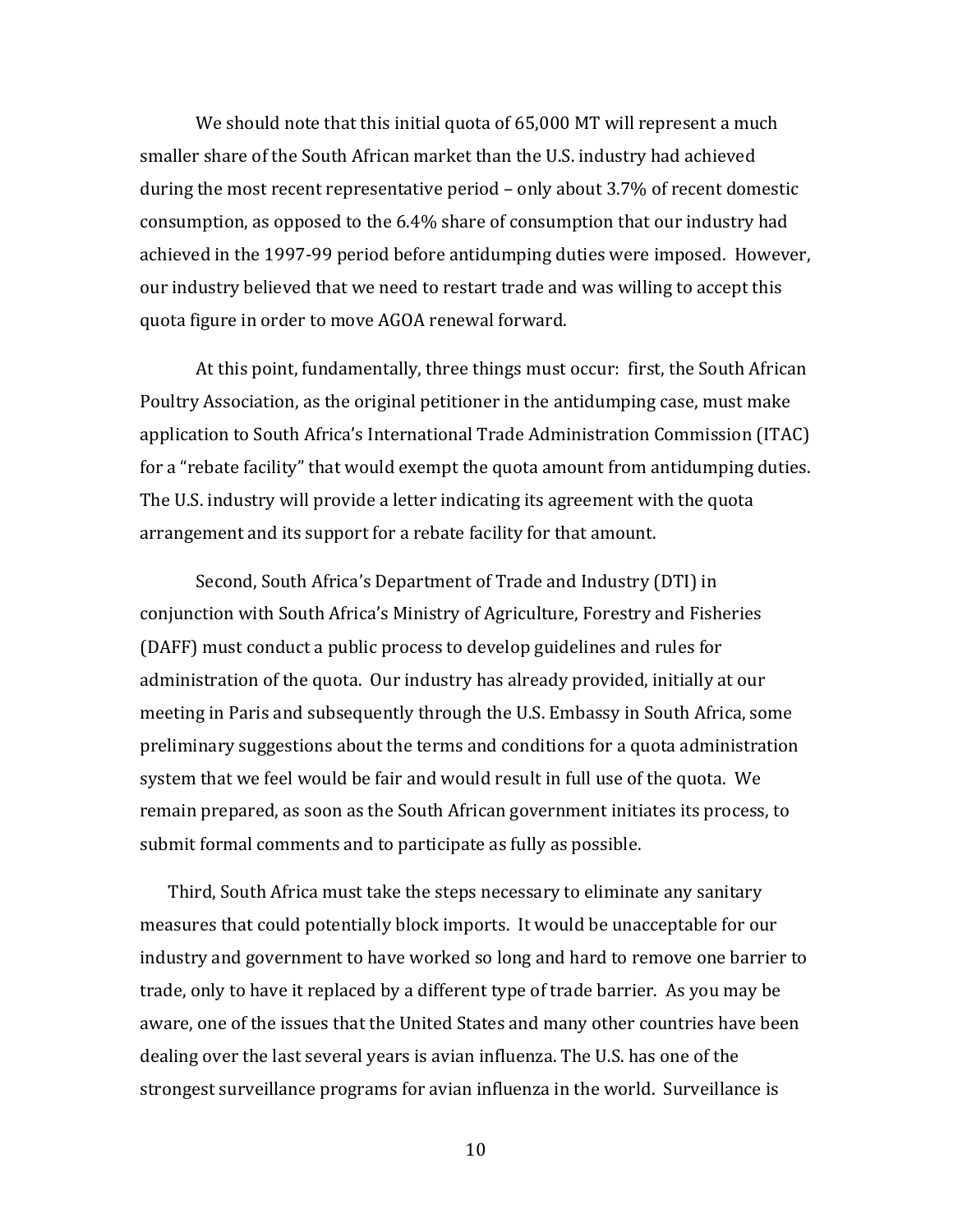We should note that this initial quota of 65,000 MT will represent a much smaller share of the South African market than the U.S. industry had achieved during the most recent representative period – only about 3.7% of recent domestic consumption, as opposed to the 6.4% share of consumption that our industry had achieved in the 1997-99 period before antidumping duties were imposed. However, our industry believed that we need to restart trade and was willing to accept this quota figure in order to move AGOA renewal forward.

At this point, fundamentally, three things must occur: first, the South African Poultry Association, as the original petitioner in the antidumping case, must make application to South Africa's International Trade Administration Commission (ITAC) for a "rebate facility" that would exempt the quota amount from antidumping duties. The U.S. industry will provide a letter indicating its agreement with the quota arrangement and its support for a rebate facility for that amount.

Second, South Africa's Department of Trade and Industry (DTI) in conjunction with South Africa's Ministry of Agriculture, Forestry and Fisheries (DAFF) must conduct a public process to develop guidelines and rules for administration of the quota. Our industry has already provided, initially at our meeting in Paris and subsequently through the U.S. Embassy in South Africa, some preliminary suggestions about the terms and conditions for a quota administration system that we feel would be fair and would result in full use of the quota. We remain prepared, as soon as the South African government initiates its process, to submit formal comments and to participate as fully as possible.

Third, South Africa must take the steps necessary to eliminate any sanitary measures that could potentially block imports. It would be unacceptable for our industry and government to have worked so long and hard to remove one barrier to trade, only to have it replaced by a different type of trade barrier. As you may be aware, one of the issues that the United States and many other countries have been dealing over the last several years is avian influenza. The U.S. has one of the strongest surveillance programs for avian influenza in the world. Surveillance is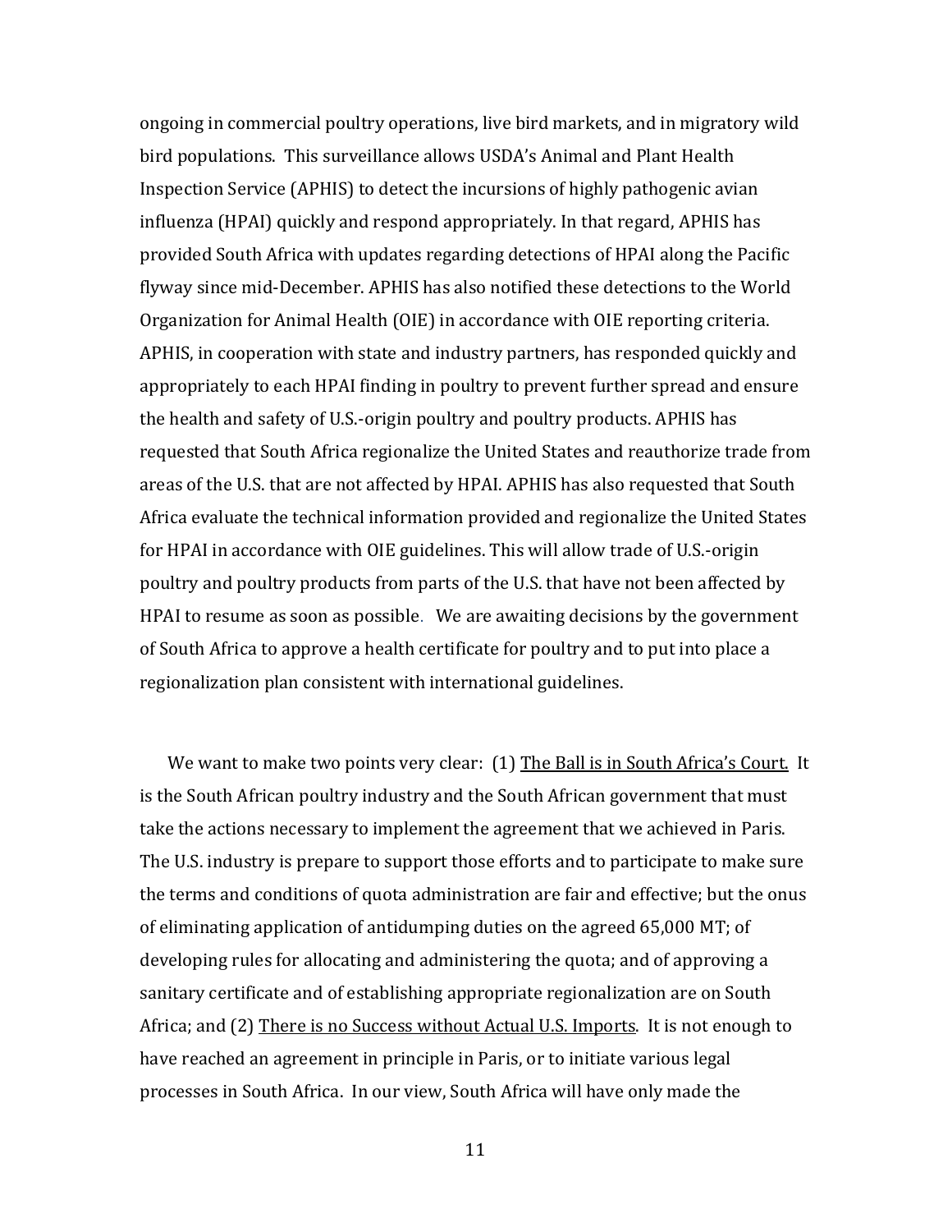ongoing in commercial poultry operations, live bird markets, and in migratory wild bird populations. This surveillance allows USDA's Animal and Plant Health Inspection Service (APHIS) to detect the incursions of highly pathogenic avian influenza (HPAI) quickly and respond appropriately. In that regard, APHIS has provided South Africa with updates regarding detections of HPAI along the Pacific flyway since mid-December. APHIS has also notified these detections to the World Organization for Animal Health (OIE) in accordance with OIE reporting criteria. APHIS, in cooperation with state and industry partners, has responded quickly and appropriately to each HPAI finding in poultry to prevent further spread and ensure the health and safety of U.S.-origin poultry and poultry products. APHIS has requested that South Africa regionalize the United States and reauthorize trade from areas of the U.S. that are not affected by HPAI. APHIS has also requested that South Africa evaluate the technical information provided and regionalize the United States for HPAI in accordance with OIE guidelines. This will allow trade of U.S.-origin poultry and poultry products from parts of the U.S. that have not been affected by HPAI to resume as soon as possible. We are awaiting decisions by the government of South Africa to approve a health certificate for poultry and to put into place a regionalization plan consistent with international guidelines.

We want to make two points very clear: (1) <u>The Ball is in South Africa's Court.</u> It is the South African poultry industry and the South African government that must take the actions necessary to implement the agreement that we achieved in Paris. The U.S. industry is prepare to support those efforts and to participate to make sure the terms and conditions of quota administration are fair and effective; but the onus of eliminating application of antidumping duties on the agreed 65,000 MT; of developing rules for allocating and administering the quota; and of approving a sanitary certificate and of establishing appropriate regionalization are on South Africa; and (2) <u>There is no Success without Actual U.S. Imports</u>. It is not enough to have reached an agreement in principle in Paris, or to initiate various legal processes in South Africa. In our view, South Africa will have only made the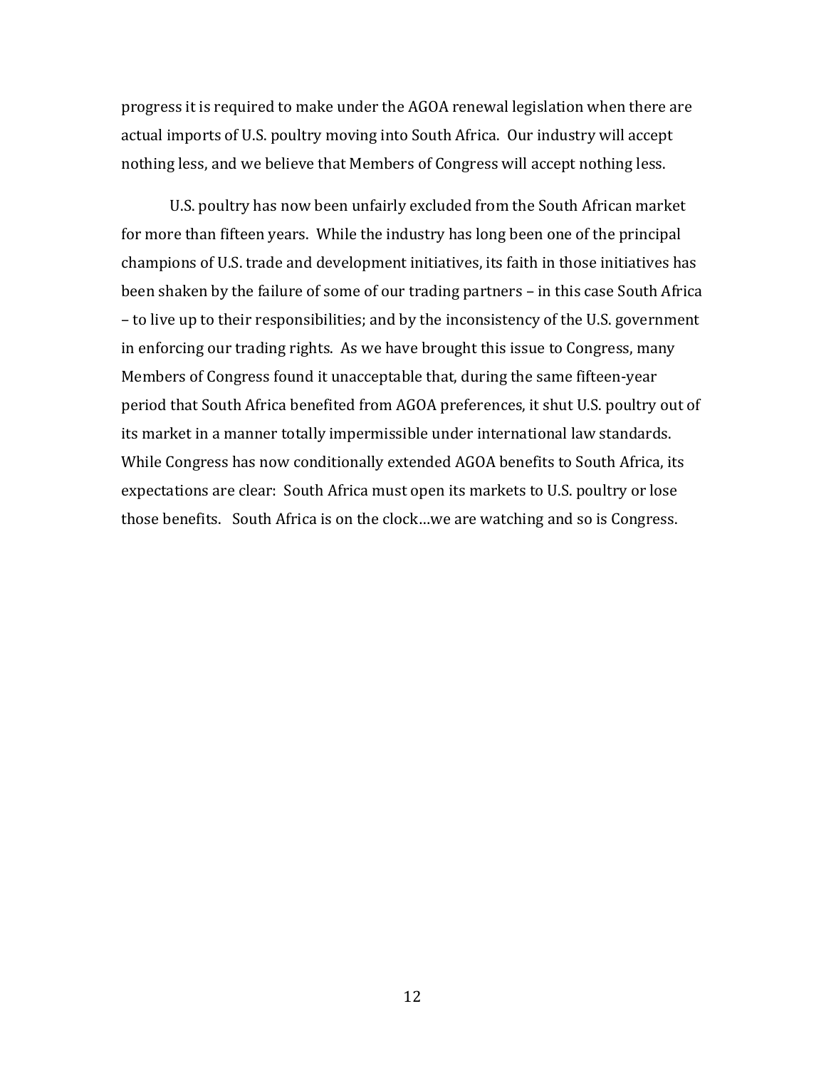progress it is required to make under the AGOA renewal legislation when there are actual imports of U.S. poultry moving into South Africa. Our industry will accept nothing less, and we believe that Members of Congress will accept nothing less.

U.S. poultry has now been unfairly excluded from the South African market for more than fifteen years. While the industry has long been one of the principal champions of U.S. trade and development initiatives, its faith in those initiatives has been shaken by the failure of some of our trading partners – in this case South Africa – to live up to their responsibilities; and by the inconsistency of the U.S. government in enforcing our trading rights. As we have brought this issue to Congress, many Members of Congress found it unacceptable that, during the same fifteen-year period that South Africa benefited from AGOA preferences, it shut U.S. poultry out of its market in a manner totally impermissible under international law standards. While Congress has now conditionally extended AGOA benefits to South Africa, its expectations are clear: South Africa must open its markets to U.S. poultry or lose those benefits. South Africa is on the clock…we are watching and so is Congress.